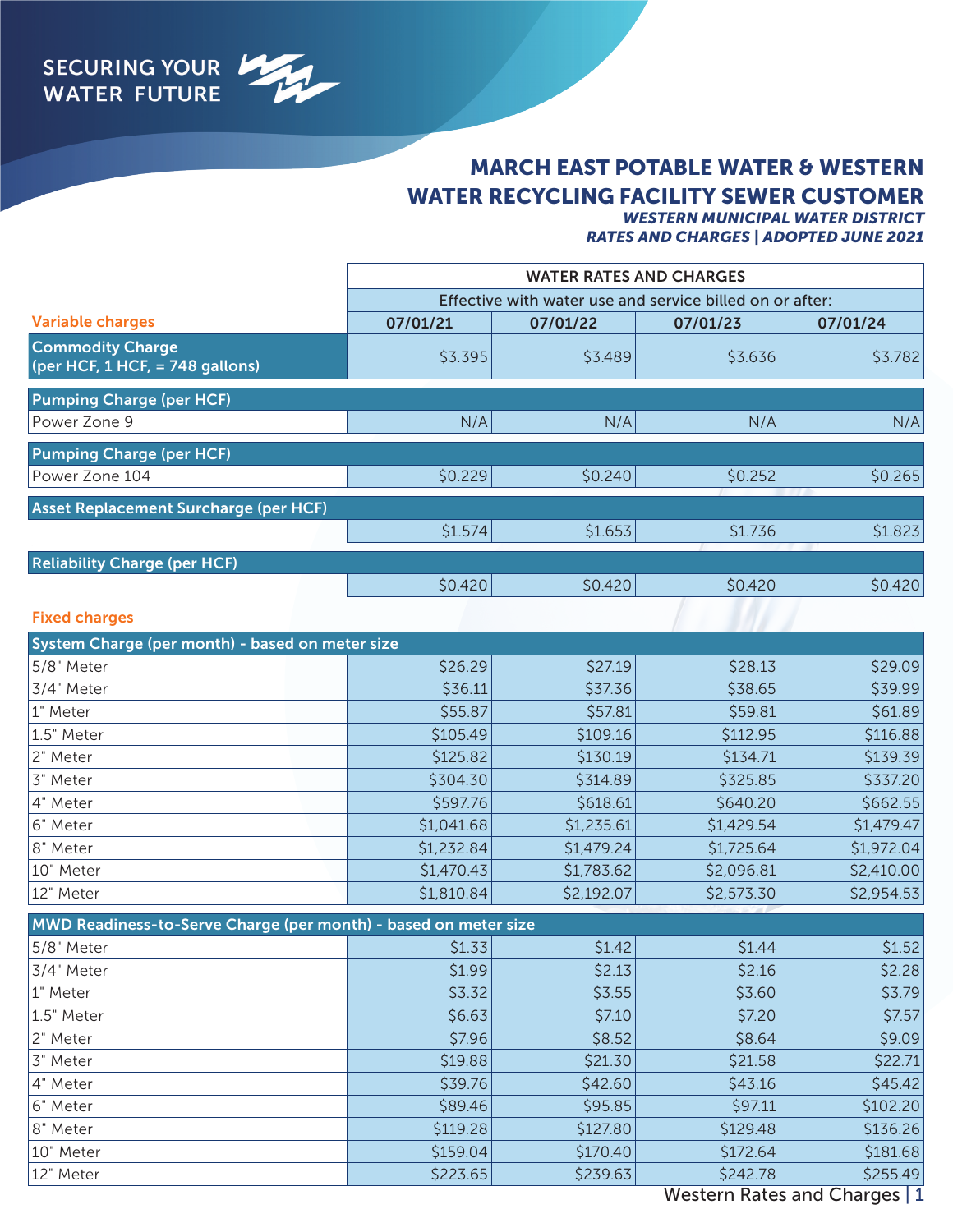SECURING YOUR WATER FUTURE

# MARCH EAST POTABLE WATER & WESTERN WATER RECYCLING FACILITY SEWER CUSTOMER

***WESTERN MUNICIPAL WATER DISTRICT***
***RATES AND CHARGES | ADOPTED JUNE 2021***

| | WATER RATES AND CHARGES | | | |
|---|---|---|---|---|
| | Effective with water use and service billed on or after: | | | |
| **Variable charges** | **07/01/21** | **07/01/22** | **07/01/23** | **07/01/24** |
| **Commodity Charge (per HCF, 1 HCF, = 748 gallons)** | $3.395 | $3.489 | $3.636 | $3.782 |
| **Pumping Charge (per HCF)** | | | | |
| Power Zone 9 | N/A | N/A | N/A | N/A |
| **Pumping Charge (per HCF)** | | | | |
| Power Zone 104 | $0.229 | $0.240 | $0.252 | $0.265 |
| **Asset Replacement Surcharge (per HCF)** | | | | |
| | $1.574 | $1.653 | $1.736 | $1.823 |
| **Reliability Charge (per HCF)** | | | | |
| | $0.420 | $0.420 | $0.420 | $0.420 |
| **Fixed charges** | | | | |
| **System Charge (per month) - based on meter size** | | | | |
| 5/8" Meter | $26.29 | $27.19 | $28.13 | $29.09 |
| 3/4" Meter | $36.11 | $37.36 | $38.65 | $39.99 |
| 1" Meter | $55.87 | $57.81 | $59.81 | $61.89 |
| 1.5" Meter | $105.49 | $109.16 | $112.95 | $116.88 |
| 2" Meter | $125.82 | $130.19 | $134.71 | $139.39 |
| 3" Meter | $304.30 | $314.89 | $325.85 | $337.20 |
| 4" Meter | $597.76 | $618.61 | $640.20 | $662.55 |
| 6" Meter | $1,041.68 | $1,235.61 | $1,429.54 | $1,479.47 |
| 8" Meter | $1,232.84 | $1,479.24 | $1,725.64 | $1,972.04 |
| 10" Meter | $1,470.43 | $1,783.62 | $2,096.81 | $2,410.00 |
| 12" Meter | $1,810.84 | $2,192.07 | $2,573.30 | $2,954.53 |
| **MWD Readiness-to-Serve Charge (per month) - based on meter size** | | | | |
| 5/8" Meter | $1.33 | $1.42 | $1.44 | $1.52 |
| 3/4" Meter | $1.99 | $2.13 | $2.16 | $2.28 |
| 1" Meter | $3.32 | $3.55 | $3.60 | $3.79 |
| 1.5" Meter | $6.63 | $7.10 | $7.20 | $7.57 |
| 2" Meter | $7.96 | $8.52 | $8.64 | $9.09 |
| 3" Meter | $19.88 | $21.30 | $21.58 | $22.71 |
| 4" Meter | $39.76 | $42.60 | $43.16 | $45.42 |
| 6" Meter | $89.46 | $95.85 | $97.11 | $102.20 |
| 8" Meter | $119.28 | $127.80 | $129.48 | $136.26 |
| 10" Meter | $159.04 | $170.40 | $172.64 | $181.68 |
| 12" Meter | $223.65 | $239.63 | $242.78 | $255.49 |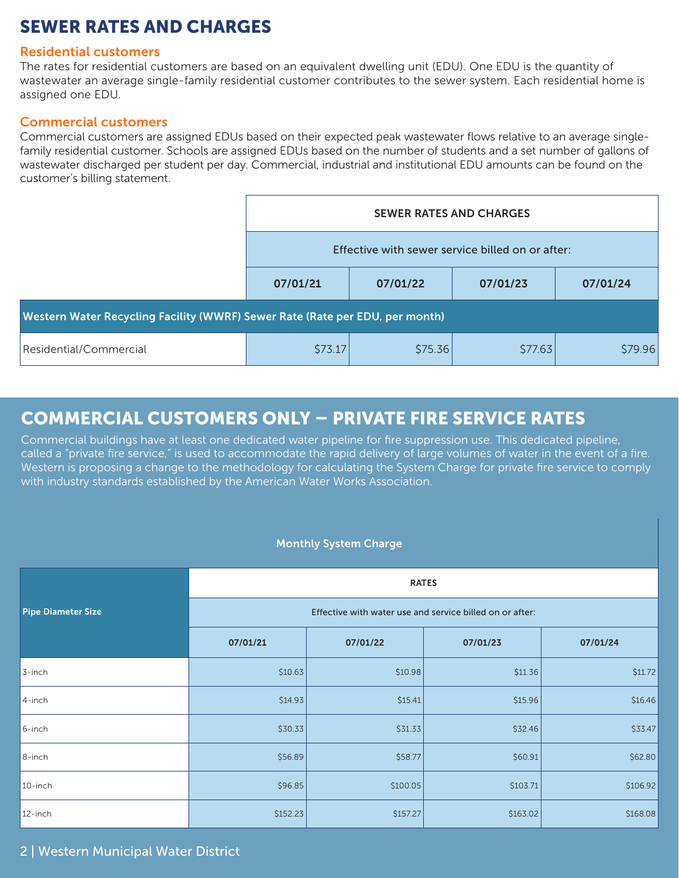# SEWER RATES AND CHARGES

### Residential customers

The rates for residential customers are based on an equivalent dwelling unit (EDU). One EDU is the quantity of wastewater an average single-family residential customer contributes to the sewer system. Each residential home is assigned one EDU.

### Commercial customers

Commercial customers are assigned EDUs based on their expected peak wastewater flows relative to an average single-family residential customer. Schools are assigned EDUs based on the number of students and a set number of gallons of wastewater discharged per student per day. Commercial, industrial and institutional EDU amounts can be found on the customer's billing statement.

| | SEWER RATES AND CHARGES | | | |
|---|---|---|---|---|
| | Effective with sewer service billed on or after: | | | |
| | 07/01/21 | 07/01/22 | 07/01/23 | 07/01/24 |
| **Western Water Recycling Facility (WWRF) Sewer Rate (Rate per EDU, per month)** | | | | |
| Residential/Commercial | $73.17 | $75.36 | $77.63 | $79.96 |

# COMMERCIAL CUSTOMERS ONLY – PRIVATE FIRE SERVICE RATES

Commercial buildings have at least one dedicated water pipeline for fire suppression use. This dedicated pipeline, called a "private fire service," is used to accommodate the rapid delivery of large volumes of water in the event of a fire. Western is proposing a change to the methodology for calculating the System Charge for private fire service to comply with industry standards established by the American Water Works Association.

**Monthly System Charge**

| Pipe Diameter Size | RATES | | | |
|---|---|---|---|---|
| | Effective with water use and service billed on or after: | | | |
| | 07/01/21 | 07/01/22 | 07/01/23 | 07/01/24 |
| 3-inch | $10.63 | $10.98 | $11.36 | $11.72 |
| 4-inch | $14.93 | $15.41 | $15.96 | $16.46 |
| 6-inch | $30.33 | $31.33 | $32.46 | $33.47 |
| 8-inch | $56.89 | $58.77 | $60.91 | $62.80 |
| 10-inch | $96.85 | $100.05 | $103.71 | $106.92 |
| 12-inch | $152.23 | $157.27 | $163.02 | $168.08 |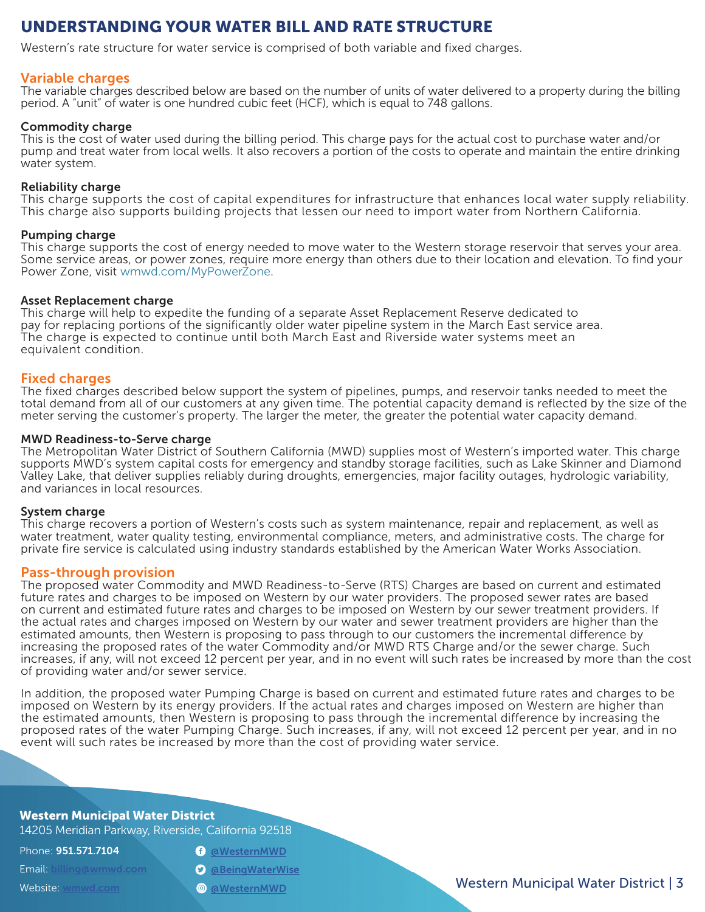# UNDERSTANDING YOUR WATER BILL AND RATE STRUCTURE

Western's rate structure for water service is comprised of both variable and fixed charges.

## Variable charges

The variable charges described below are based on the number of units of water delivered to a property during the billing period. A "unit" of water is one hundred cubic feet (HCF), which is equal to 748 gallons.

### Commodity charge

This is the cost of water used during the billing period. This charge pays for the actual cost to purchase water and/or pump and treat water from local wells. It also recovers a portion of the costs to operate and maintain the entire drinking water system.

### Reliability charge

This charge supports the cost of capital expenditures for infrastructure that enhances local water supply reliability. This charge also supports building projects that lessen our need to import water from Northern California.

### Pumping charge

This charge supports the cost of energy needed to move water to the Western storage reservoir that serves your area. Some service areas, or power zones, require more energy than others due to their location and elevation. To find your Power Zone, visit wmwd.com/MyPowerZone.

### Asset Replacement charge

This charge will help to expedite the funding of a separate Asset Replacement Reserve dedicated to pay for replacing portions of the significantly older water pipeline system in the March East service area. The charge is expected to continue until both March East and Riverside water systems meet an equivalent condition.

## Fixed charges

The fixed charges described below support the system of pipelines, pumps, and reservoir tanks needed to meet the total demand from all of our customers at any given time. The potential capacity demand is reflected by the size of the meter serving the customer's property. The larger the meter, the greater the potential water capacity demand.

### MWD Readiness-to-Serve charge

The Metropolitan Water District of Southern California (MWD) supplies most of Western's imported water. This charge supports MWD's system capital costs for emergency and standby storage facilities, such as Lake Skinner and Diamond Valley Lake, that deliver supplies reliably during droughts, emergencies, major facility outages, hydrologic variability, and variances in local resources.

### System charge

This charge recovers a portion of Western's costs such as system maintenance, repair and replacement, as well as water treatment, water quality testing, environmental compliance, meters, and administrative costs. The charge for private fire service is calculated using industry standards established by the American Water Works Association.

## Pass-through provision

The proposed water Commodity and MWD Readiness-to-Serve (RTS) Charges are based on current and estimated future rates and charges to be imposed on Western by our water providers. The proposed sewer rates are based on current and estimated future rates and charges to be imposed on Western by our sewer treatment providers. If the actual rates and charges imposed on Western by our water and sewer treatment providers are higher than the estimated amounts, then Western is proposing to pass through to our customers the incremental difference by increasing the proposed rates of the water Commodity and/or MWD RTS Charge and/or the sewer charge. Such increases, if any, will not exceed 12 percent per year, and in no event will such rates be increased by more than the cost of providing water and/or sewer service.

In addition, the proposed water Pumping Charge is based on current and estimated future rates and charges to be imposed on Western by its energy providers. If the actual rates and charges imposed on Western are higher than the estimated amounts, then Western is proposing to pass through the incremental difference by increasing the proposed rates of the water Pumping Charge. Such increases, if any, will not exceed 12 percent per year, and in no event will such rates be increased by more than the cost of providing water service.

**Western Municipal Water District**
14205 Meridian Parkway, Riverside, California 92518

Phone: **951.571.7104**
Email: billing@wmwd.com
Website: wmwd.com

@WesternMWD
@BeingWaterWise
@WesternMWD